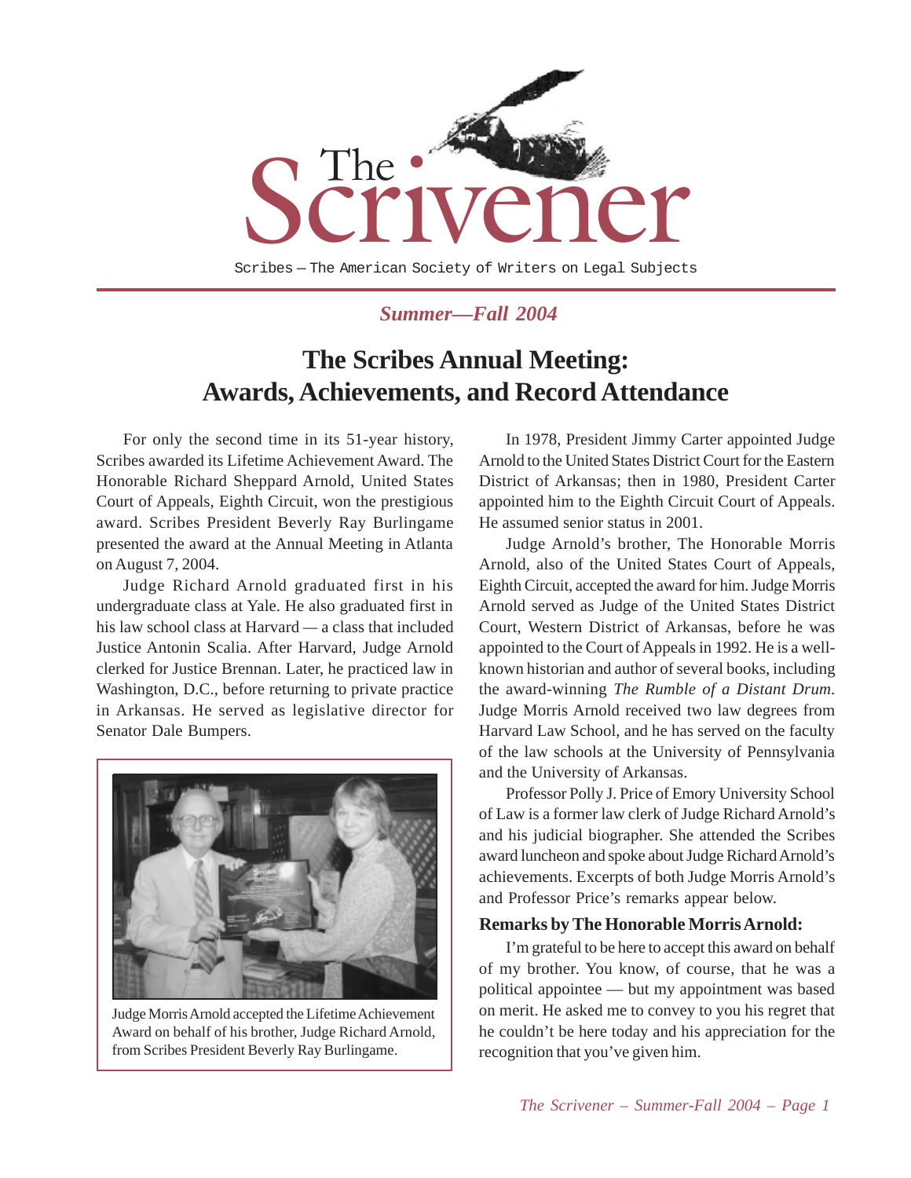# The Scrivener

Scribes — The American Society of Writers on Legal Subjects

*Summer—Fall 2004*

## The Scribes Annual Meeting: Awards, Achievements, and Record Attendance

For only the second time in its 51-year history, Scribes awarded its Lifetime Achievement Award. The Honorable Richard Sheppard Arnold, United States Court of Appeals, Eighth Circuit, won the prestigious award. Scribes President Beverly Ray Burlingame presented the award at the Annual Meeting in Atlanta on August 7, 2004.

Judge Richard Arnold graduated first in his undergraduate class at Yale. He also graduated first in his law school class at Harvard — a class that included Justice Antonin Scalia. After Harvard, Judge Arnold clerked for Justice Brennan. Later, he practiced law in Washington, D.C., before returning to private practice in Arkansas. He served as legislative director for Senator Dale Bumpers.

Judge Morris Arnold accepted the Lifetime Achievement Award on behalf of his brother, Judge Richard Arnold, from Scribes President Beverly Ray Burlingame.

In 1978, President Jimmy Carter appointed Judge Arnold to the United States District Court for the Eastern District of Arkansas; then in 1980, President Carter appointed him to the Eighth Circuit Court of Appeals. He assumed senior status in 2001.

Judge Arnold's brother, The Honorable Morris Arnold, also of the United States Court of Appeals, Eighth Circuit, accepted the award for him. Judge Morris Arnold served as Judge of the United States District Court, Western District of Arkansas, before he was appointed to the Court of Appeals in 1992. He is a well-known historian and author of several books, including the award-winning *The Rumble of a Distant Drum*. Judge Morris Arnold received two law degrees from Harvard Law School, and he has served on the faculty of the law schools at the University of Pennsylvania and the University of Arkansas.

Professor Polly J. Price of Emory University School of Law is a former law clerk of Judge Richard Arnold's and his judicial biographer. She attended the Scribes award luncheon and spoke about Judge Richard Arnold's achievements. Excerpts of both Judge Morris Arnold's and Professor Price's remarks appear below.

### Remarks by The Honorable Morris Arnold:

I'm grateful to be here to accept this award on behalf of my brother. You know, of course, that he was a political appointee — but my appointment was based on merit. He asked me to convey to you his regret that he couldn't be here today and his appreciation for the recognition that you've given him.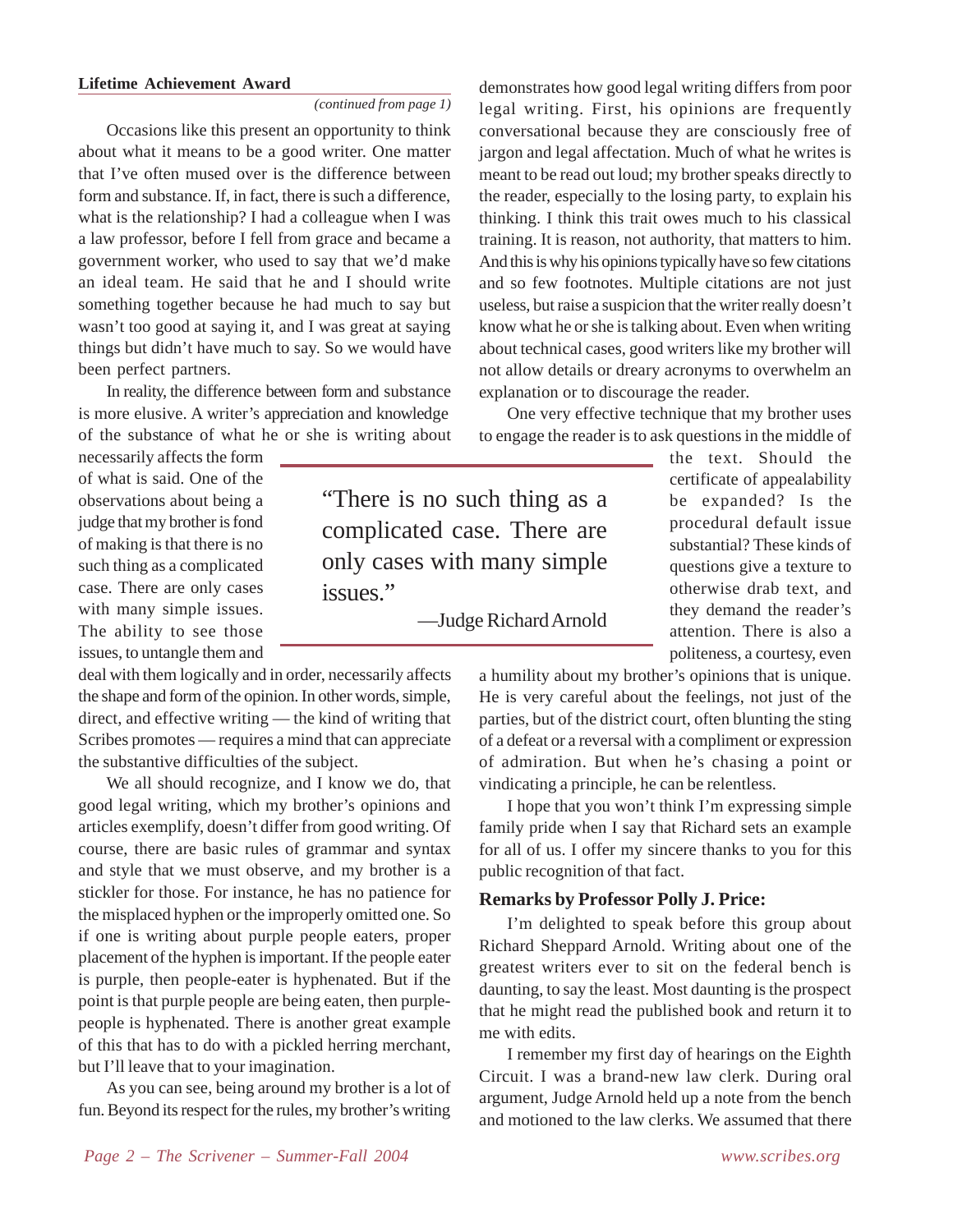**Lifetime Achievement Award**

*(continued from page 1)*

Occasions like this present an opportunity to think about what it means to be a good writer. One matter that I've often mused over is the difference between form and substance. If, in fact, there is such a difference, what is the relationship? I had a colleague when I was a law professor, before I fell from grace and became a government worker, who used to say that we'd make an ideal team. He said that he and I should write something together because he had much to say but wasn't too good at saying it, and I was great at saying things but didn't have much to say. So we would have been perfect partners.

In reality, the difference between form and substance is more elusive. A writer's appreciation and knowledge of the substance of what he or she is writing about necessarily affects the form of what is said. One of the observations about being a judge that my brother is fond of making is that there is no such thing as a complicated case. There are only cases with many simple issues. The ability to see those issues, to untangle them and deal with them logically and in order, necessarily affects the shape and form of the opinion. In other words, simple, direct, and effective writing — the kind of writing that Scribes promotes — requires a mind that can appreciate the substantive difficulties of the subject.

> "There is no such thing as a complicated case. There are only cases with many simple issues."
>
> —Judge Richard Arnold

We all should recognize, and I know we do, that good legal writing, which my brother's opinions and articles exemplify, doesn't differ from good writing. Of course, there are basic rules of grammar and syntax and style that we must observe, and my brother is a stickler for those. For instance, he has no patience for the misplaced hyphen or the improperly omitted one. So if one is writing about purple people eaters, proper placement of the hyphen is important. If the people eater is purple, then people-eater is hyphenated. But if the point is that purple people are being eaten, then purple-people is hyphenated. There is another great example of this that has to do with a pickled herring merchant, but I'll leave that to your imagination.

As you can see, being around my brother is a lot of fun. Beyond its respect for the rules, my brother's writing demonstrates how good legal writing differs from poor legal writing. First, his opinions are frequently conversational because they are consciously free of jargon and legal affectation. Much of what he writes is meant to be read out loud; my brother speaks directly to the reader, especially to the losing party, to explain his thinking. I think this trait owes much to his classical training. It is reason, not authority, that matters to him. And this is why his opinions typically have so few citations and so few footnotes. Multiple citations are not just useless, but raise a suspicion that the writer really doesn't know what he or she is talking about. Even when writing about technical cases, good writers like my brother will not allow details or dreary acronyms to overwhelm an explanation or to discourage the reader.

One very effective technique that my brother uses to engage the reader is to ask questions in the middle of the text. Should the certificate of appealability be expanded? Is the procedural default issue substantial? These kinds of questions give a texture to otherwise drab text, and they demand the reader's attention. There is also a politeness, a courtesy, even a humility about my brother's opinions that is unique. He is very careful about the feelings, not just of the parties, but of the district court, often blunting the sting of a defeat or a reversal with a compliment or expression of admiration. But when he's chasing a point or vindicating a principle, he can be relentless.

I hope that you won't think I'm expressing simple family pride when I say that Richard sets an example for all of us. I offer my sincere thanks to you for this public recognition of that fact.

### Remarks by Professor Polly J. Price:

I'm delighted to speak before this group about Richard Sheppard Arnold. Writing about one of the greatest writers ever to sit on the federal bench is daunting, to say the least. Most daunting is the prospect that he might read the published book and return it to me with edits.

I remember my first day of hearings on the Eighth Circuit. I was a brand-new law clerk. During oral argument, Judge Arnold held up a note from the bench and motioned to the law clerks. We assumed that there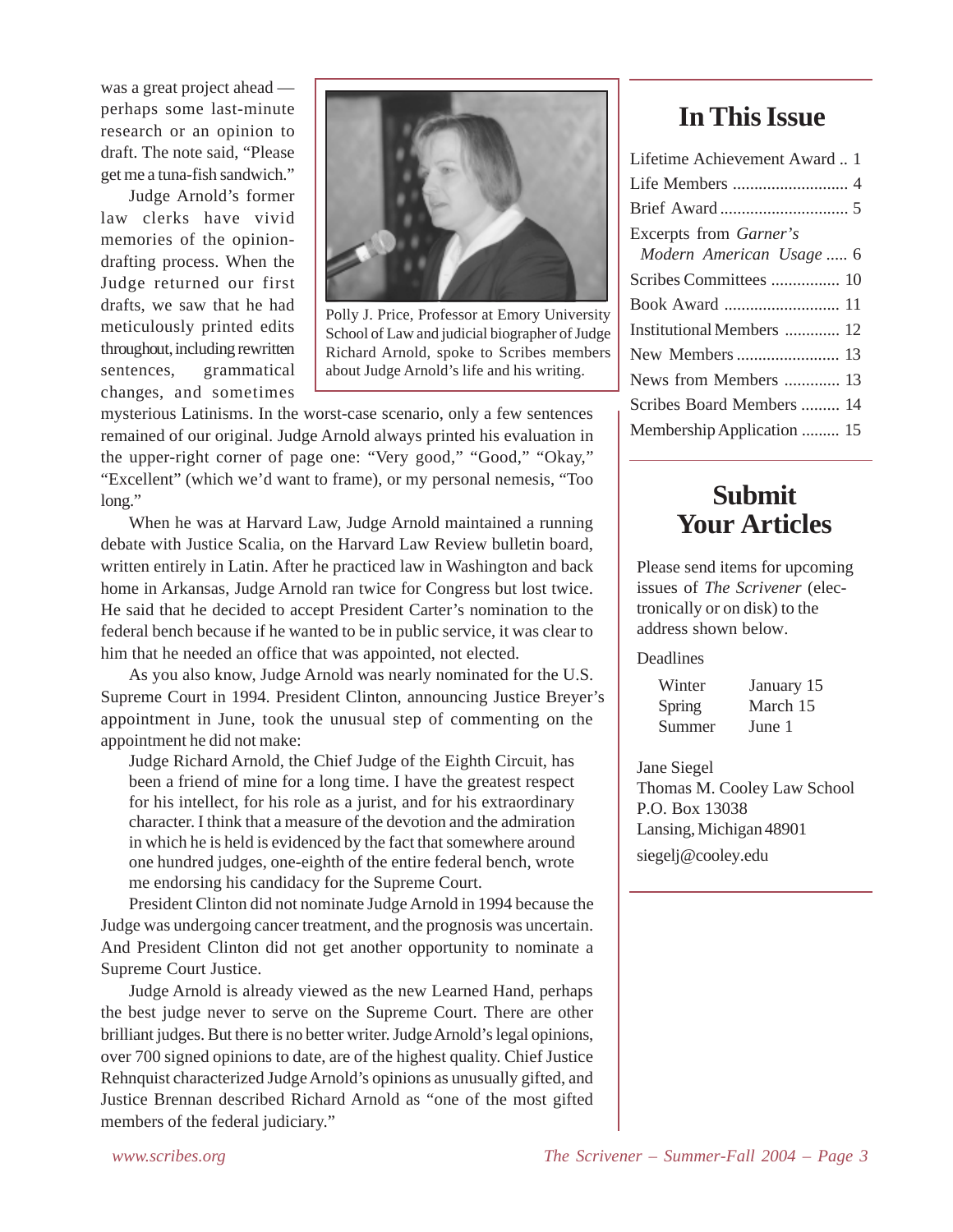was a great project ahead — perhaps some last-minute research or an opinion to draft. The note said, "Please get me a tuna-fish sandwich."

Judge Arnold's former law clerks have vivid memories of the opinion-drafting process. When the Judge returned our first drafts, we saw that he had meticulously printed edits throughout, including rewritten sentences, grammatical changes, and sometimes mysterious Latinisms. In the worst-case scenario, only a few sentences remained of our original. Judge Arnold always printed his evaluation in the upper-right corner of page one: "Very good," "Good," "Okay," "Excellent" (which we'd want to frame), or my personal nemesis, "Too long."

Polly J. Price, Professor at Emory University School of Law and judicial biographer of Judge Richard Arnold, spoke to Scribes members about Judge Arnold's life and his writing.

When he was at Harvard Law, Judge Arnold maintained a running debate with Justice Scalia, on the Harvard Law Review bulletin board, written entirely in Latin. After he practiced law in Washington and back home in Arkansas, Judge Arnold ran twice for Congress but lost twice. He said that he decided to accept President Carter's nomination to the federal bench because if he wanted to be in public service, it was clear to him that he needed an office that was appointed, not elected.

As you also know, Judge Arnold was nearly nominated for the U.S. Supreme Court in 1994. President Clinton, announcing Justice Breyer's appointment in June, took the unusual step of commenting on the appointment he did not make:

> Judge Richard Arnold, the Chief Judge of the Eighth Circuit, has been a friend of mine for a long time. I have the greatest respect for his intellect, for his role as a jurist, and for his extraordinary character. I think that a measure of the devotion and the admiration in which he is held is evidenced by the fact that somewhere around one hundred judges, one-eighth of the entire federal bench, wrote me endorsing his candidacy for the Supreme Court.

President Clinton did not nominate Judge Arnold in 1994 because the Judge was undergoing cancer treatment, and the prognosis was uncertain. And President Clinton did not get another opportunity to nominate a Supreme Court Justice.

Judge Arnold is already viewed as the new Learned Hand, perhaps the best judge never to serve on the Supreme Court. There are other brilliant judges. But there is no better writer. Judge Arnold's legal opinions, over 700 signed opinions to date, are of the highest quality. Chief Justice Rehnquist characterized Judge Arnold's opinions as unusually gifted, and Justice Brennan described Richard Arnold as "one of the most gifted members of the federal judiciary."

## In This Issue

- Lifetime Achievement Award .. 1
- Life Members .......................... 4
- Brief Award ............................ 5
- Excerpts from *Garner's Modern American Usage* ..... 6
- Scribes Committees ............... 10
- Book Award .......................... 11
- Institutional Members ............ 12
- New Members ........................ 13
- News from Members ............. 13
- Scribes Board Members ......... 14
- Membership Application ......... 15

## Submit Your Articles

Please send items for upcoming issues of *The Scrivener* (electronically or on disk) to the address shown below.

Deadlines

| | |
|---|---|
| Winter | January 15 |
| Spring | March 15 |
| Summer | June 1 |

Jane Siegel
Thomas M. Cooley Law School
P.O. Box 13038
Lansing, Michigan 48901
siegelj@cooley.edu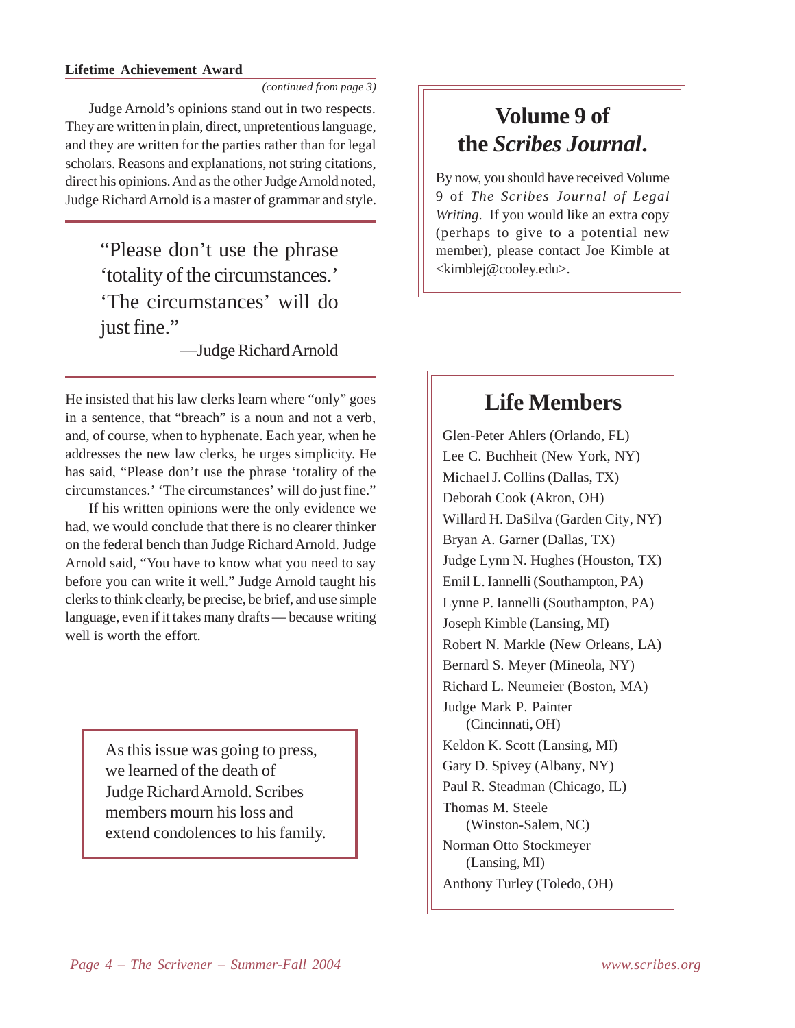## Lifetime Achievement Award

*(continued from page 3)*

Judge Arnold's opinions stand out in two respects. They are written in plain, direct, unpretentious language, and they are written for the parties rather than for legal scholars. Reasons and explanations, not string citations, direct his opinions. And as the other Judge Arnold noted, Judge Richard Arnold is a master of grammar and style.

> "Please don't use the phrase 'totality of the circumstances.' 'The circumstances' will do just fine."
>
> —Judge Richard Arnold

He insisted that his law clerks learn where "only" goes in a sentence, that "breach" is a noun and not a verb, and, of course, when to hyphenate. Each year, when he addresses the new law clerks, he urges simplicity. He has said, "Please don't use the phrase 'totality of the circumstances.' 'The circumstances' will do just fine."

If his written opinions were the only evidence we had, we would conclude that there is no clearer thinker on the federal bench than Judge Richard Arnold. Judge Arnold said, "You have to know what you need to say before you can write it well." Judge Arnold taught his clerks to think clearly, be precise, be brief, and use simple language, even if it takes many drafts — because writing well is worth the effort.

As this issue was going to press, we learned of the death of Judge Richard Arnold. Scribes members mourn his loss and extend condolences to his family.

## Volume 9 of the *Scribes Journal*.

By now, you should have received Volume 9 of *The Scribes Journal of Legal Writing*. If you would like an extra copy (perhaps to give to a potential new member), please contact Joe Kimble at <kimblej@cooley.edu>.

## Life Members

Glen-Peter Ahlers (Orlando, FL)
Lee C. Buchheit (New York, NY)
Michael J. Collins (Dallas, TX)
Deborah Cook (Akron, OH)
Willard H. DaSilva (Garden City, NY)
Bryan A. Garner (Dallas, TX)
Judge Lynn N. Hughes (Houston, TX)
Emil L. Iannelli (Southampton, PA)
Lynne P. Iannelli (Southampton, PA)
Joseph Kimble (Lansing, MI)
Robert N. Markle (New Orleans, LA)
Bernard S. Meyer (Mineola, NY)
Richard L. Neumeier (Boston, MA)
Judge Mark P. Painter (Cincinnati, OH)
Keldon K. Scott (Lansing, MI)
Gary D. Spivey (Albany, NY)
Paul R. Steadman (Chicago, IL)
Thomas M. Steele (Winston-Salem, NC)
Norman Otto Stockmeyer (Lansing, MI)
Anthony Turley (Toledo, OH)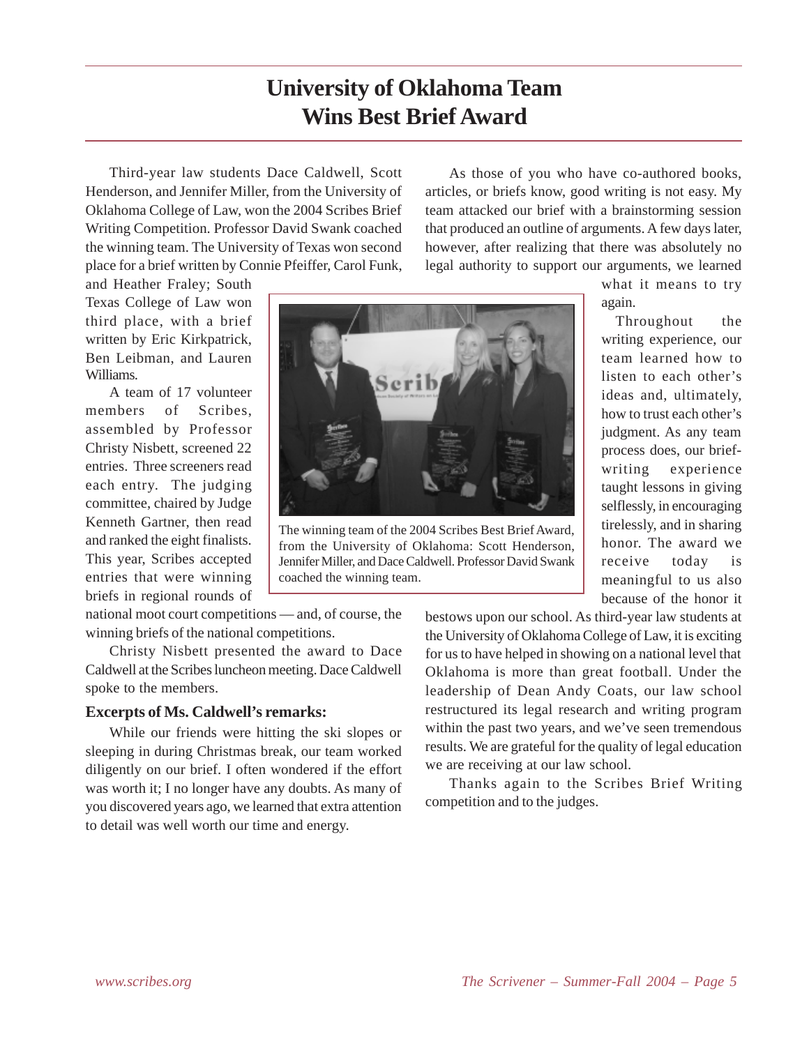# University of Oklahoma Team Wins Best Brief Award

Third-year law students Dace Caldwell, Scott Henderson, and Jennifer Miller, from the University of Oklahoma College of Law, won the 2004 Scribes Brief Writing Competition. Professor David Swank coached the winning team. The University of Texas won second place for a brief written by Connie Pfeiffer, Carol Funk, and Heather Fraley; South Texas College of Law won third place, with a brief written by Eric Kirkpatrick, Ben Leibman, and Lauren Williams.

A team of 17 volunteer members of Scribes, assembled by Professor Christy Nisbett, screened 22 entries. Three screeners read each entry. The judging committee, chaired by Judge Kenneth Gartner, then read and ranked the eight finalists. This year, Scribes accepted entries that were winning briefs in regional rounds of national moot court competitions — and, of course, the winning briefs of the national competitions.

The winning team of the 2004 Scribes Best Brief Award, from the University of Oklahoma: Scott Henderson, Jennifer Miller, and Dace Caldwell. Professor David Swank coached the winning team.

Christy Nisbett presented the award to Dace Caldwell at the Scribes luncheon meeting. Dace Caldwell spoke to the members.

### Excerpts of Ms. Caldwell's remarks:

While our friends were hitting the ski slopes or sleeping in during Christmas break, our team worked diligently on our brief. I often wondered if the effort was worth it; I no longer have any doubts. As many of you discovered years ago, we learned that extra attention to detail was well worth our time and energy.

As those of you who have co-authored books, articles, or briefs know, good writing is not easy. My team attacked our brief with a brainstorming session that produced an outline of arguments. A few days later, however, after realizing that there was absolutely no legal authority to support our arguments, we learned what it means to try again.

Throughout the writing experience, our team learned how to listen to each other's ideas and, ultimately, how to trust each other's judgment. As any team process does, our brief-writing experience taught lessons in giving selflessly, in encouraging tirelessly, and in sharing honor. The award we receive today is meaningful to us also because of the honor it bestows upon our school. As third-year law students at the University of Oklahoma College of Law, it is exciting for us to have helped in showing on a national level that Oklahoma is more than great football. Under the leadership of Dean Andy Coats, our law school restructured its legal research and writing program within the past two years, and we've seen tremendous results. We are grateful for the quality of legal education we are receiving at our law school.

Thanks again to the Scribes Brief Writing competition and to the judges.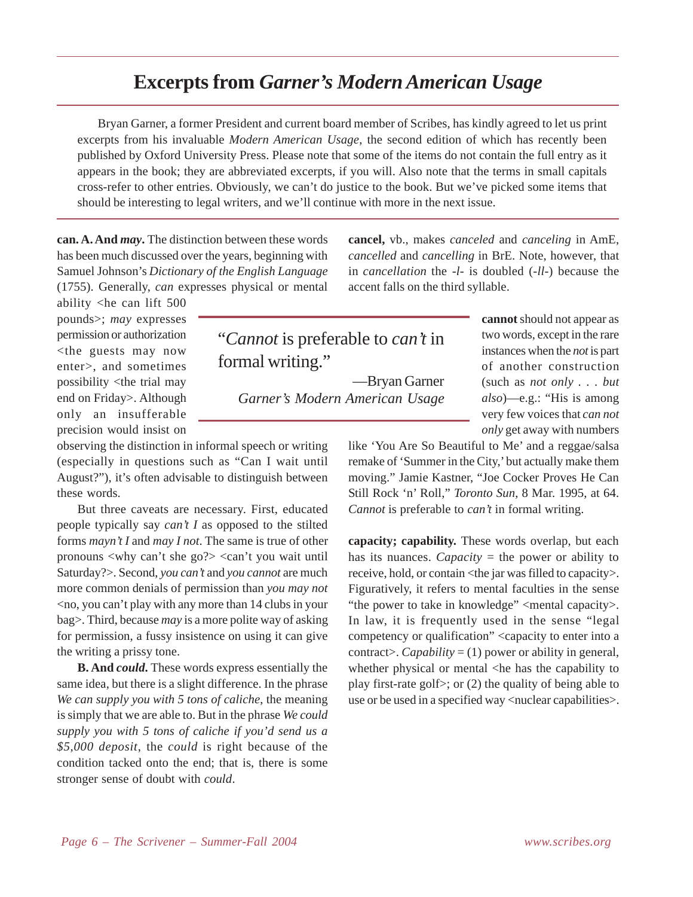# Excerpts from *Garner's Modern American Usage*

Bryan Garner, a former President and current board member of Scribes, has kindly agreed to let us print excerpts from his invaluable *Modern American Usage*, the second edition of which has recently been published by Oxford University Press. Please note that some of the items do not contain the full entry as it appears in the book; they are abbreviated excerpts, if you will. Also note that the terms in small capitals cross-refer to other entries. Obviously, we can't do justice to the book. But we've picked some items that should be interesting to legal writers, and we'll continue with more in the next issue.

**can. A. And *may*.** The distinction between these words has been much discussed over the years, beginning with Samuel Johnson's *Dictionary of the English Language* (1755). Generally, *can* expresses physical or mental ability <he can lift 500 pounds>; *may* expresses permission or authorization <the guests may now enter>, and sometimes possibility <the trial may end on Friday>. Although only an insufferable precision would insist on observing the distinction in informal speech or writing (especially in questions such as "Can I wait until August?"), it's often advisable to distinguish between these words.

But three caveats are necessary. First, educated people typically say *can't I* as opposed to the stilted forms *mayn't I* and *may I not*. The same is true of other pronouns <why can't she go?> <can't you wait until Saturday?>. Second, *you can't* and *you cannot* are much more common denials of permission than *you may not* <no, you can't play with any more than 14 clubs in your bag>. Third, because *may* is a more polite way of asking for permission, a fussy insistence on using it can give the writing a prissy tone.

**B. And *could*.** These words express essentially the same idea, but there is a slight difference. In the phrase *We can supply you with 5 tons of caliche*, the meaning is simply that we are able to. But in the phrase *We could supply you with 5 tons of caliche if you'd send us a $5,000 deposit*, the *could* is right because of the condition tacked onto the end; that is, there is some stronger sense of doubt with *could*.

**cancel,** vb., makes *canceled* and *canceling* in AmE, *cancelled* and *cancelling* in BrE. Note, however, that in *cancellation* the *-l-* is doubled (*-ll-*) because the accent falls on the third syllable.

> "*Cannot* is preferable to *can't* in formal writing."
>
> —Bryan Garner
> *Garner's Modern American Usage*

**cannot** should not appear as two words, except in the rare instances when the *not* is part of another construction (such as *not only . . . but also*)—e.g.: "His is among very few voices that *can not only* get away with numbers like 'You Are So Beautiful to Me' and a reggae/salsa remake of 'Summer in the City,' but actually make them moving." Jamie Kastner, "Joe Cocker Proves He Can Still Rock 'n' Roll," *Toronto Sun*, 8 Mar. 1995, at 64. *Cannot* is preferable to *can't* in formal writing.

**capacity; capability.** These words overlap, but each has its nuances. *Capacity* = the power or ability to receive, hold, or contain <the jar was filled to capacity>. Figuratively, it refers to mental faculties in the sense "the power to take in knowledge" <mental capacity>. In law, it is frequently used in the sense "legal competency or qualification" <capacity to enter into a contract>. *Capability* = (1) power or ability in general, whether physical or mental <he has the capability to play first-rate golf>; or (2) the quality of being able to use or be used in a specified way <nuclear capabilities>.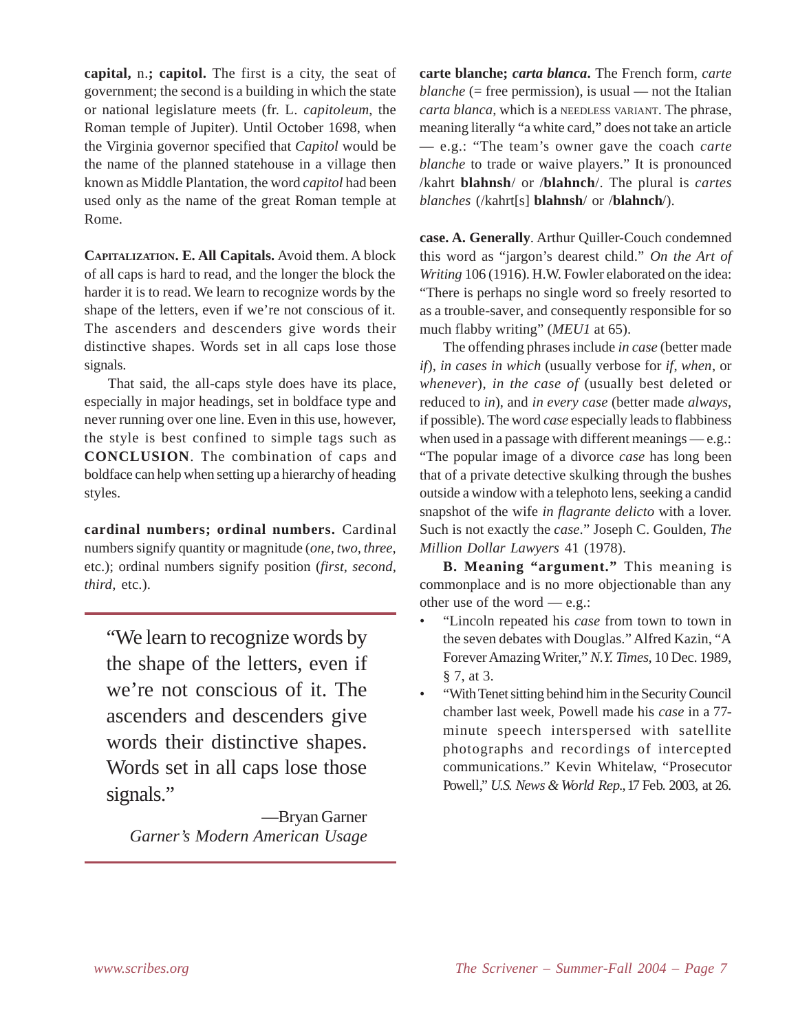**capital,** n.**; capitol.** The first is a city, the seat of government; the second is a building in which the state or national legislature meets (fr. L. *capitoleum,* the Roman temple of Jupiter). Until October 1698, when the Virginia governor specified that *Capitol* would be the name of the planned statehouse in a village then known as Middle Plantation, the word *capitol* had been used only as the name of the great Roman temple at Rome.

**CAPITALIZATION. E. All Capitals.** Avoid them. A block of all caps is hard to read, and the longer the block the harder it is to read. We learn to recognize words by the shape of the letters, even if we're not conscious of it. The ascenders and descenders give words their distinctive shapes. Words set in all caps lose those signals.

That said, the all-caps style does have its place, especially in major headings, set in boldface type and never running over one line. Even in this use, however, the style is best confined to simple tags such as **CONCLUSION**. The combination of caps and boldface can help when setting up a hierarchy of heading styles.

**cardinal numbers; ordinal numbers.** Cardinal numbers signify quantity or magnitude (*one, two, three,* etc.); ordinal numbers signify position (*first, second, third,* etc.).

> "We learn to recognize words by the shape of the letters, even if we're not conscious of it. The ascenders and descenders give words their distinctive shapes. Words set in all caps lose those signals."
>
> —Bryan Garner
> *Garner's Modern American Usage*

**carte blanche; *carta blanca*.** The French form, *carte blanche* (= free permission), is usual — not the Italian *carta blanca*, which is a NEEDLESS VARIANT. The phrase, meaning literally "a white card," does not take an article — e.g.: "The team's owner gave the coach *carte blanche* to trade or waive players." It is pronounced /kahrt **blahnsh**/ or /**blahnch**/. The plural is *cartes blanches* (/kahrt[s] **blahnsh**/ or /**blahnch**/).

**case. A. Generally**. Arthur Quiller-Couch condemned this word as "jargon's dearest child." *On the Art of Writing* 106 (1916). H.W. Fowler elaborated on the idea: "There is perhaps no single word so freely resorted to as a trouble-saver, and consequently responsible for so much flabby writing" (*MEU1* at 65).

The offending phrases include *in case* (better made *if*), *in cases in which* (usually verbose for *if, when,* or *whenever*), *in the case of* (usually best deleted or reduced to *in*), and *in every case* (better made *always*, if possible). The word *case* especially leads to flabbiness when used in a passage with different meanings — e.g.: "The popular image of a divorce *case* has long been that of a private detective skulking through the bushes outside a window with a telephoto lens, seeking a candid snapshot of the wife *in flagrante delicto* with a lover. Such is not exactly the *case*." Joseph C. Goulden, *The Million Dollar Lawyers* 41 (1978).

**B. Meaning "argument."** This meaning is commonplace and is no more objectionable than any other use of the word — e.g.:

- "Lincoln repeated his *case* from town to town in the seven debates with Douglas." Alfred Kazin, "A Forever Amazing Writer," *N.Y. Times*, 10 Dec. 1989, § 7, at 3.
- "With Tenet sitting behind him in the Security Council chamber last week, Powell made his *case* in a 77-minute speech interspersed with satellite photographs and recordings of intercepted communications." Kevin Whitelaw, "Prosecutor Powell," *U.S. News & World Rep.*, 17 Feb. 2003, at 26.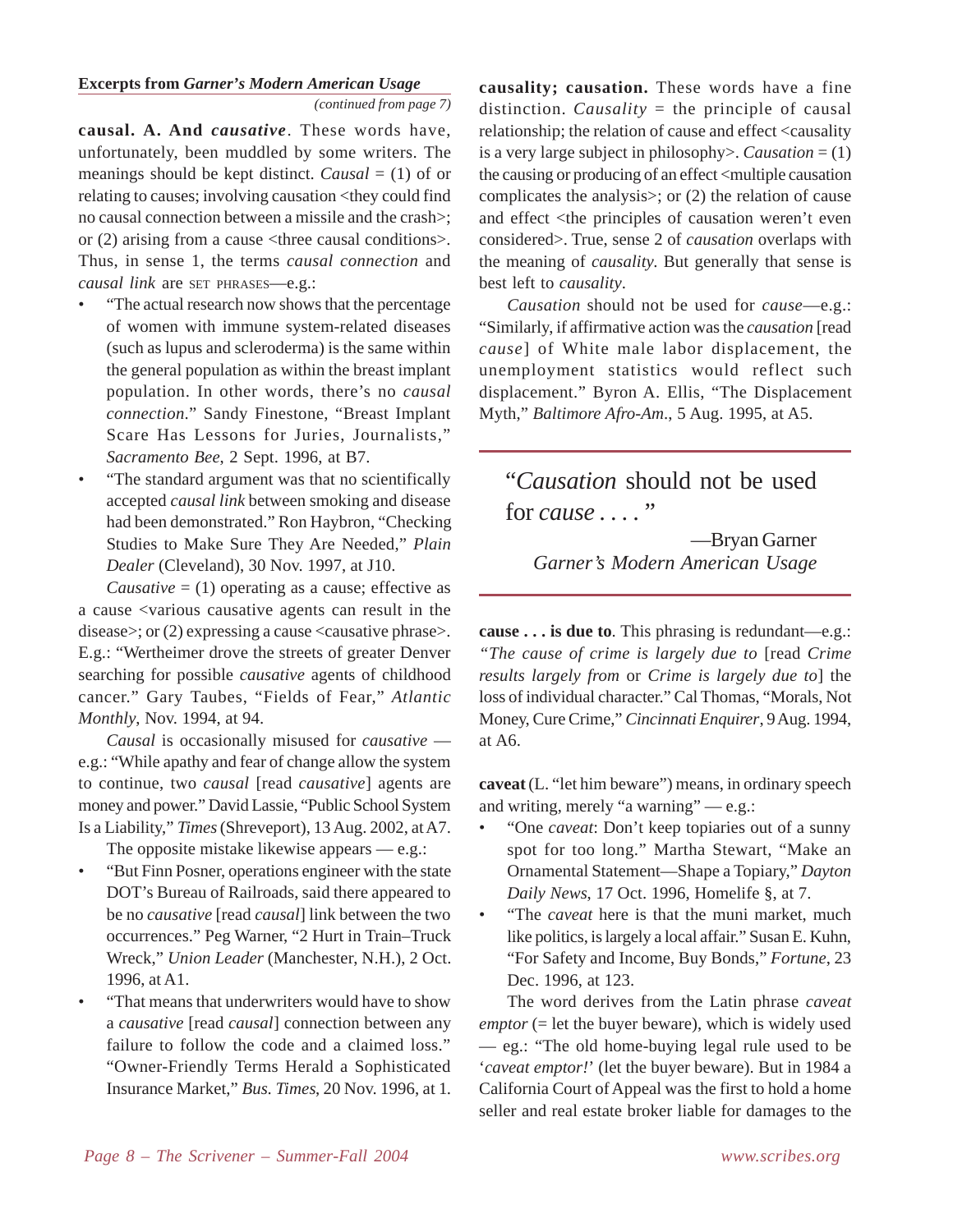**Excerpts from *Garner's Modern American Usage***

*(continued from page 7)*

**causal. A. And *causative*.** These words have, unfortunately, been muddled by some writers. The meanings should be kept distinct. *Causal* = (1) of or relating to causes; involving causation <they could find no causal connection between a missile and the crash>; or (2) arising from a cause <three causal conditions>. Thus, in sense 1, the terms *causal connection* and *causal link* are SET PHRASES—e.g.:

- "The actual research now shows that the percentage of women with immune system-related diseases (such as lupus and scleroderma) is the same within the general population as within the breast implant population. In other words, there's no *causal connection*." Sandy Finestone, "Breast Implant Scare Has Lessons for Juries, Journalists," *Sacramento Bee*, 2 Sept. 1996, at B7.
- "The standard argument was that no scientifically accepted *causal link* between smoking and disease had been demonstrated." Ron Haybron, "Checking Studies to Make Sure They Are Needed," *Plain Dealer* (Cleveland), 30 Nov. 1997, at J10.

*Causative* = (1) operating as a cause; effective as a cause <various causative agents can result in the disease>; or (2) expressing a cause <causative phrase>. E.g.: "Wertheimer drove the streets of greater Denver searching for possible *causative* agents of childhood cancer." Gary Taubes, "Fields of Fear," *Atlantic Monthly*, Nov. 1994, at 94.

*Causal* is occasionally misused for *causative* — e.g.: "While apathy and fear of change allow the system to continue, two *causal* [read *causative*] agents are money and power." David Lassie, "Public School System Is a Liability," *Times* (Shreveport), 13 Aug. 2002, at A7.

The opposite mistake likewise appears — e.g.:

- "But Finn Posner, operations engineer with the state DOT's Bureau of Railroads, said there appeared to be no *causative* [read *causal*] link between the two occurrences." Peg Warner, "2 Hurt in Train–Truck Wreck," *Union Leader* (Manchester, N.H.), 2 Oct. 1996, at A1.
- "That means that underwriters would have to show a *causative* [read *causal*] connection between any failure to follow the code and a claimed loss." "Owner-Friendly Terms Herald a Sophisticated Insurance Market," *Bus. Times*, 20 Nov. 1996, at 1.

**causality; causation.** These words have a fine distinction. *Causality* = the principle of causal relationship; the relation of cause and effect <causality is a very large subject in philosophy>. *Causation* = (1) the causing or producing of an effect <multiple causation complicates the analysis>; or (2) the relation of cause and effect <the principles of causation weren't even considered>. True, sense 2 of *causation* overlaps with the meaning of *causality*. But generally that sense is best left to *causality*.

*Causation* should not be used for *cause*—e.g.: "Similarly, if affirmative action was the *causation* [read *cause*] of White male labor displacement, the unemployment statistics would reflect such displacement." Byron A. Ellis, "The Displacement Myth," *Baltimore Afro-Am.*, 5 Aug. 1995, at A5.

> "*Causation* should not be used for *cause* . . . ."
>
> —Bryan Garner
> *Garner's Modern American Usage*

**cause . . . is due to**. This phrasing is redundant—e.g.: *"The cause of crime is largely due to* [read *Crime results largely from* or *Crime is largely due to*] the loss of individual character." Cal Thomas, "Morals, Not Money, Cure Crime," *Cincinnati Enquirer*, 9 Aug. 1994, at A6.

**caveat** (L. "let him beware") means, in ordinary speech and writing, merely "a warning" — e.g.:

- "One *caveat*: Don't keep topiaries out of a sunny spot for too long." Martha Stewart, "Make an Ornamental Statement—Shape a Topiary," *Dayton Daily News*, 17 Oct. 1996, Homelife §, at 7.
- "The *caveat* here is that the muni market, much like politics, is largely a local affair." Susan E. Kuhn, "For Safety and Income, Buy Bonds," *Fortune*, 23 Dec. 1996, at 123.

The word derives from the Latin phrase *caveat emptor* (= let the buyer beware), which is widely used — eg.: "The old home-buying legal rule used to be '*caveat emptor!*' (let the buyer beware). But in 1984 a California Court of Appeal was the first to hold a home seller and real estate broker liable for damages to the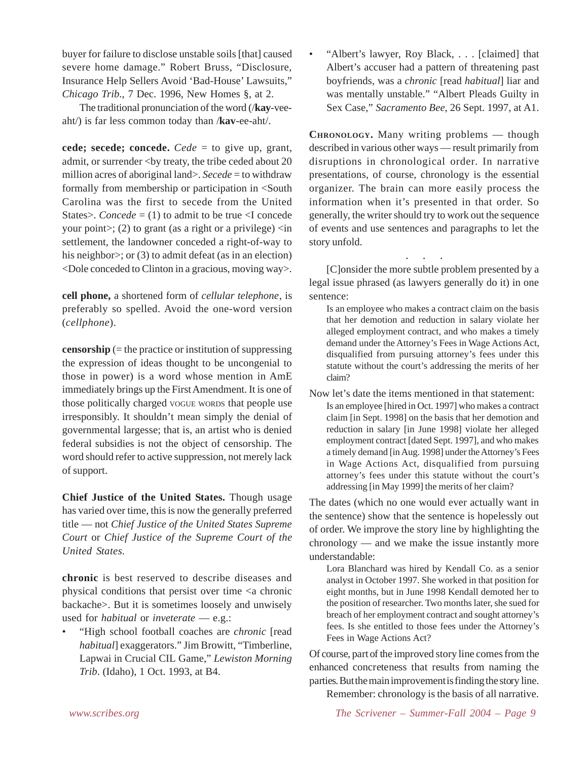buyer for failure to disclose unstable soils [that] caused severe home damage." Robert Bruss, "Disclosure, Insurance Help Sellers Avoid 'Bad-House' Lawsuits," *Chicago Trib*., 7 Dec. 1996, New Homes §, at 2.

The traditional pronunciation of the word (/**kay**-vee-aht/) is far less common today than /**kav**-ee-aht/.

**cede; secede; concede.** *Cede* = to give up, grant, admit, or surrender <by treaty, the tribe ceded about 20 million acres of aboriginal land>. *Secede* = to withdraw formally from membership or participation in <South Carolina was the first to secede from the United States>. *Concede* = (1) to admit to be true <I concede your point>; (2) to grant (as a right or a privilege) <in settlement, the landowner conceded a right-of-way to his neighbor>; or (3) to admit defeat (as in an election) <Dole conceded to Clinton in a gracious, moving way>.

**cell phone,** a shortened form of *cellular telephone*, is preferably so spelled. Avoid the one-word version (*cellphone*).

**censorship** (= the practice or institution of suppressing the expression of ideas thought to be uncongenial to those in power) is a word whose mention in AmE immediately brings up the First Amendment. It is one of those politically charged VOGUE WORDS that people use irresponsibly. It shouldn't mean simply the denial of governmental largesse; that is, an artist who is denied federal subsidies is not the object of censorship. The word should refer to active suppression, not merely lack of support.

**Chief Justice of the United States.** Though usage has varied over time, this is now the generally preferred title — not *Chief Justice of the United States Supreme Court* or *Chief Justice of the Supreme Court of the United States*.

**chronic** is best reserved to describe diseases and physical conditions that persist over time <a chronic backache>. But it is sometimes loosely and unwisely used for *habitual* or *inveterate* — e.g.:

- "High school football coaches are *chronic* [read *habitual*] exaggerators." Jim Browitt, "Timberline, Lapwai in Crucial CIL Game," *Lewiston Morning Trib*. (Idaho), 1 Oct. 1993, at B4.
- "Albert's lawyer, Roy Black, . . . [claimed] that Albert's accuser had a pattern of threatening past boyfriends, was a *chronic* [read *habitual*] liar and was mentally unstable." "Albert Pleads Guilty in Sex Case," *Sacramento Bee*, 26 Sept. 1997, at A1.

**CHRONOLOGY.** Many writing problems — though described in various other ways — result primarily from disruptions in chronological order. In narrative presentations, of course, chronology is the essential organizer. The brain can more easily process the information when it's presented in that order. So generally, the writer should try to work out the sequence of events and use sentences and paragraphs to let the story unfold.

. . .

[C]onsider the more subtle problem presented by a legal issue phrased (as lawyers generally do it) in one sentence:

> Is an employee who makes a contract claim on the basis that her demotion and reduction in salary violate her alleged employment contract, and who makes a timely demand under the Attorney's Fees in Wage Actions Act, disqualified from pursuing attorney's fees under this statute without the court's addressing the merits of her claim?

Now let's date the items mentioned in that statement:

> Is an employee [hired in Oct. 1997] who makes a contract claim [in Sept. 1998] on the basis that her demotion and reduction in salary [in June 1998] violate her alleged employment contract [dated Sept. 1997], and who makes a timely demand [in Aug. 1998] under the Attorney's Fees in Wage Actions Act, disqualified from pursuing attorney's fees under this statute without the court's addressing [in May 1999] the merits of her claim?

The dates (which no one would ever actually want in the sentence) show that the sentence is hopelessly out of order. We improve the story line by highlighting the chronology — and we make the issue instantly more understandable:

> Lora Blanchard was hired by Kendall Co. as a senior analyst in October 1997. She worked in that position for eight months, but in June 1998 Kendall demoted her to the position of researcher. Two months later, she sued for breach of her employment contract and sought attorney's fees. Is she entitled to those fees under the Attorney's Fees in Wage Actions Act?

Of course, part of the improved story line comes from the enhanced concreteness that results from naming the parties. But the main improvement is finding the story line.

Remember: chronology is the basis of all narrative.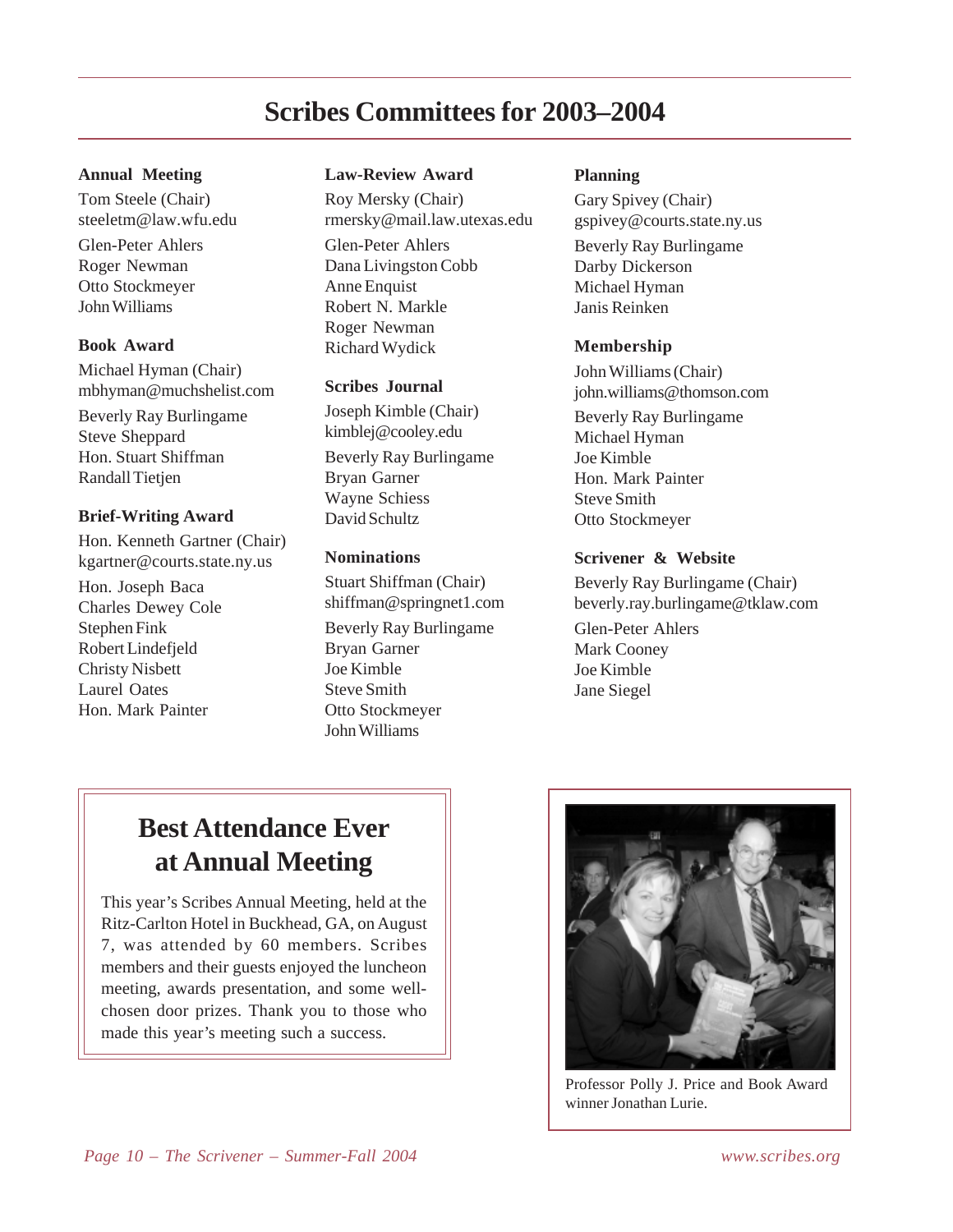# Scribes Committees for 2003–2004

### Annual Meeting

Tom Steele (Chair)
steeletm@law.wfu.edu

Glen-Peter Ahlers
Roger Newman
Otto Stockmeyer
John Williams

### Book Award

Michael Hyman (Chair)
mbhyman@muchshelist.com

Beverly Ray Burlingame
Steve Sheppard
Hon. Stuart Shiffman
Randall Tietjen

### Brief-Writing Award

Hon. Kenneth Gartner (Chair)
kgartner@courts.state.ny.us

Hon. Joseph Baca
Charles Dewey Cole
Stephen Fink
Robert Lindefjeld
Christy Nisbett
Laurel Oates
Hon. Mark Painter

### Law-Review Award

Roy Mersky (Chair)
rmersky@mail.law.utexas.edu

Glen-Peter Ahlers
Dana Livingston Cobb
Anne Enquist
Robert N. Markle
Roger Newman
Richard Wydick

### Scribes Journal

Joseph Kimble (Chair)
kimblej@cooley.edu

Beverly Ray Burlingame
Bryan Garner
Wayne Schiess
David Schultz

### Nominations

Stuart Shiffman (Chair)
shiffman@springnet1.com

Beverly Ray Burlingame
Bryan Garner
Joe Kimble
Steve Smith
Otto Stockmeyer
John Williams

### Planning

Gary Spivey (Chair)
gspivey@courts.state.ny.us

Beverly Ray Burlingame
Darby Dickerson
Michael Hyman
Janis Reinken

### Membership

John Williams (Chair)
john.williams@thomson.com

Beverly Ray Burlingame
Michael Hyman
Joe Kimble
Hon. Mark Painter
Steve Smith
Otto Stockmeyer

### Scrivener & Website

Beverly Ray Burlingame (Chair)
beverly.ray.burlingame@tklaw.com

Glen-Peter Ahlers
Mark Cooney
Joe Kimble
Jane Siegel

## Best Attendance Ever at Annual Meeting

This year's Scribes Annual Meeting, held at the Ritz-Carlton Hotel in Buckhead, GA, on August 7, was attended by 60 members. Scribes members and their guests enjoyed the luncheon meeting, awards presentation, and some well-chosen door prizes. Thank you to those who made this year's meeting such a success.

Professor Polly J. Price and Book Award winner Jonathan Lurie.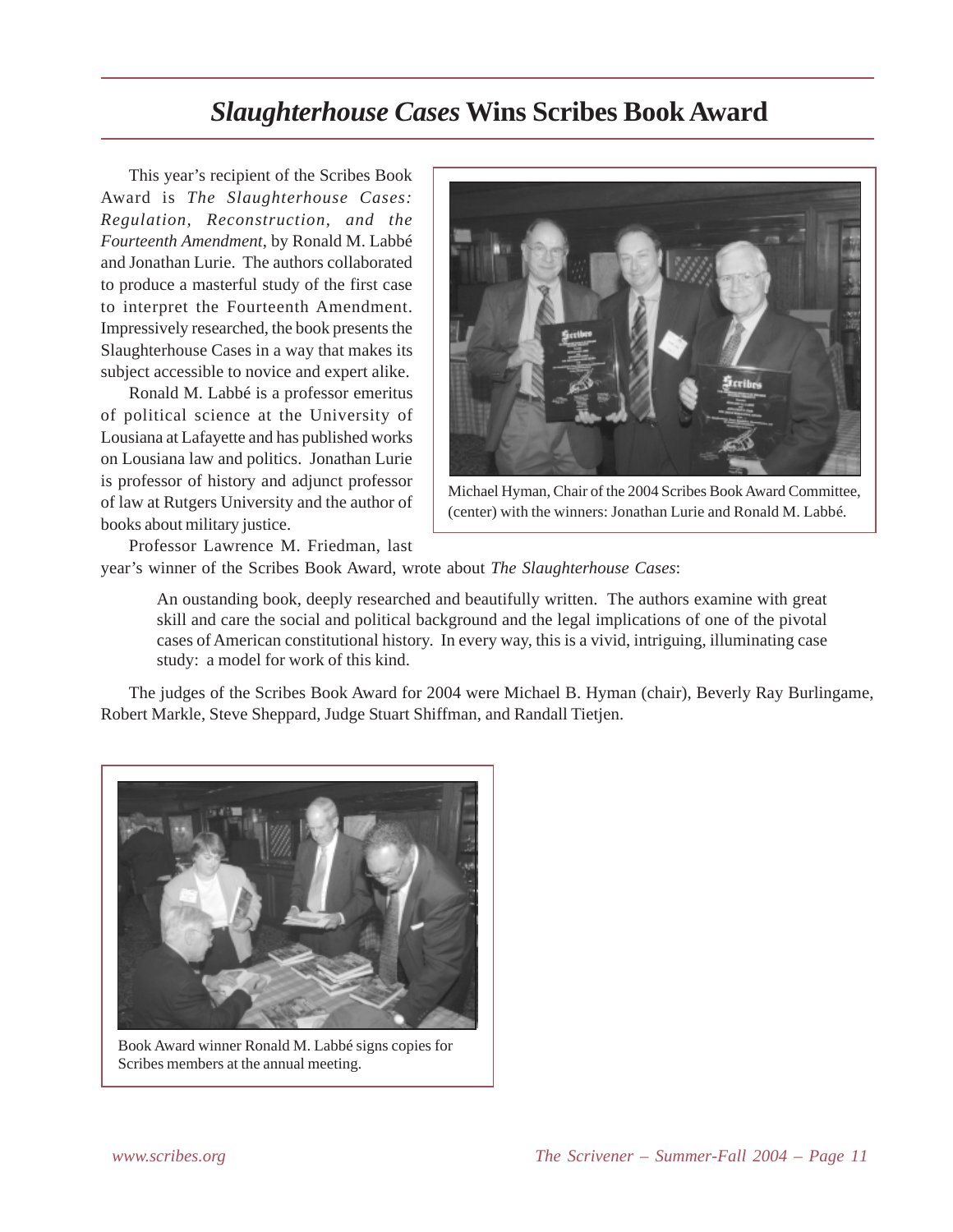# *Slaughterhouse Cases* Wins Scribes Book Award

This year's recipient of the Scribes Book Award is *The Slaughterhouse Cases: Regulation, Reconstruction, and the Fourteenth Amendment*, by Ronald M. Labbé and Jonathan Lurie. The authors collaborated to produce a masterful study of the first case to interpret the Fourteenth Amendment. Impressively researched, the book presents the Slaughterhouse Cases in a way that makes its subject accessible to novice and expert alike.

Ronald M. Labbé is a professor emeritus of political science at the University of Lousiana at Lafayette and has published works on Lousiana law and politics. Jonathan Lurie is professor of history and adjunct professor of law at Rutgers University and the author of books about military justice.

Michael Hyman, Chair of the 2004 Scribes Book Award Committee, (center) with the winners: Jonathan Lurie and Ronald M. Labbé.

Professor Lawrence M. Friedman, last year's winner of the Scribes Book Award, wrote about *The Slaughterhouse Cases*:

> An oustanding book, deeply researched and beautifully written. The authors examine with great skill and care the social and political background and the legal implications of one of the pivotal cases of American constitutional history. In every way, this is a vivid, intriguing, illuminating case study: a model for work of this kind.

The judges of the Scribes Book Award for 2004 were Michael B. Hyman (chair), Beverly Ray Burlingame, Robert Markle, Steve Sheppard, Judge Stuart Shiffman, and Randall Tietjen.

Book Award winner Ronald M. Labbé signs copies for Scribes members at the annual meeting.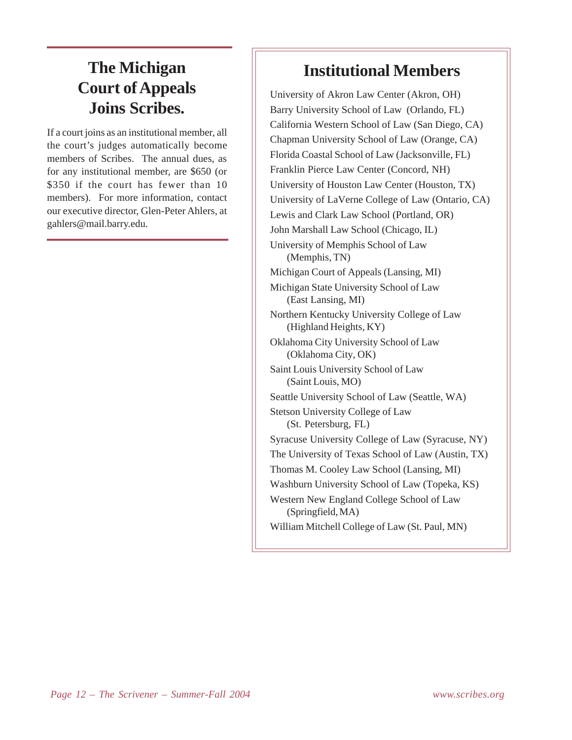## The Michigan Court of Appeals Joins Scribes.

If a court joins as an institutional member, all the court's judges automatically become members of Scribes. The annual dues, as for any institutional member, are $650 (or $350 if the court has fewer than 10 members). For more information, contact our executive director, Glen-Peter Ahlers, at gahlers@mail.barry.edu.

## Institutional Members

University of Akron Law Center (Akron, OH)
Barry University School of Law (Orlando, FL)
California Western School of Law (San Diego, CA)
Chapman University School of Law (Orange, CA)
Florida Coastal School of Law (Jacksonville, FL)
Franklin Pierce Law Center (Concord, NH)
University of Houston Law Center (Houston, TX)
University of LaVerne College of Law (Ontario, CA)
Lewis and Clark Law School (Portland, OR)
John Marshall Law School (Chicago, IL)
University of Memphis School of Law (Memphis, TN)
Michigan Court of Appeals (Lansing, MI)
Michigan State University School of Law (East Lansing, MI)
Northern Kentucky University College of Law (Highland Heights, KY)
Oklahoma City University School of Law (Oklahoma City, OK)
Saint Louis University School of Law (Saint Louis, MO)
Seattle University School of Law (Seattle, WA)
Stetson University College of Law (St. Petersburg, FL)
Syracuse University College of Law (Syracuse, NY)
The University of Texas School of Law (Austin, TX)
Thomas M. Cooley Law School (Lansing, MI)
Washburn University School of Law (Topeka, KS)
Western New England College School of Law (Springfield, MA)
William Mitchell College of Law (St. Paul, MN)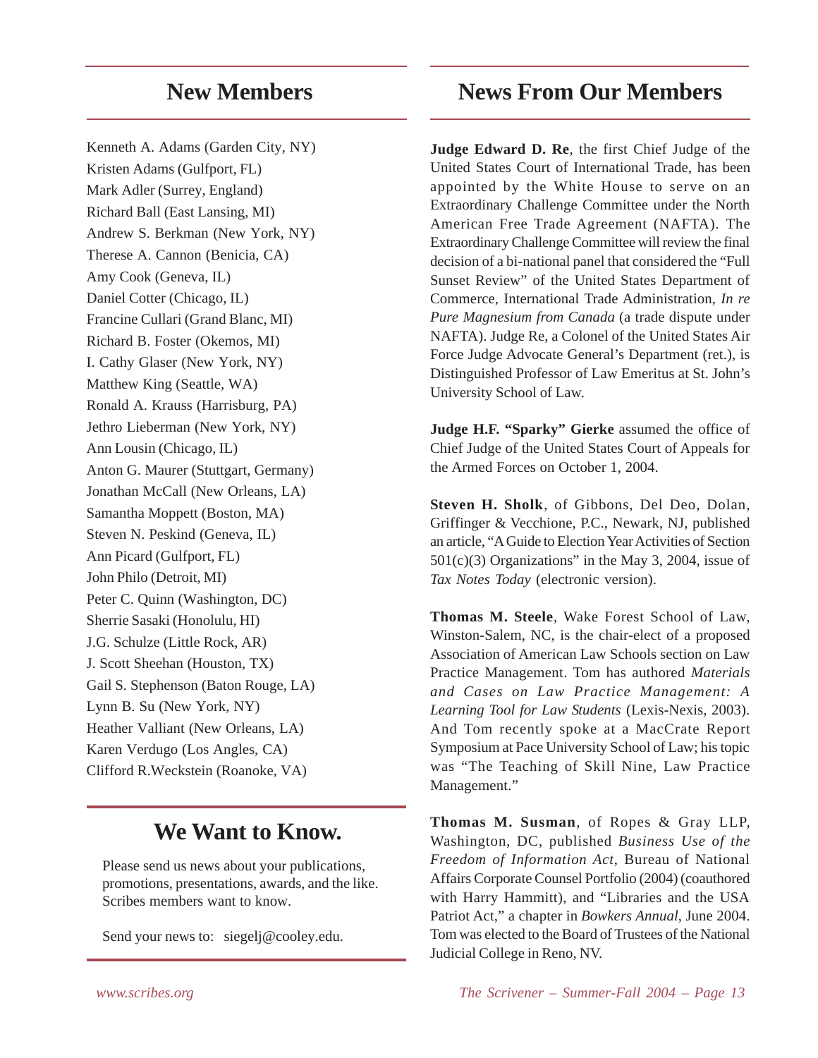## New Members

Kenneth A. Adams (Garden City, NY)
Kristen Adams (Gulfport, FL)
Mark Adler (Surrey, England)
Richard Ball (East Lansing, MI)
Andrew S. Berkman (New York, NY)
Therese A. Cannon (Benicia, CA)
Amy Cook (Geneva, IL)
Daniel Cotter (Chicago, IL)
Francine Cullari (Grand Blanc, MI)
Richard B. Foster (Okemos, MI)
I. Cathy Glaser (New York, NY)
Matthew King (Seattle, WA)
Ronald A. Krauss (Harrisburg, PA)
Jethro Lieberman (New York, NY)
Ann Lousin (Chicago, IL)
Anton G. Maurer (Stuttgart, Germany)
Jonathan McCall (New Orleans, LA)
Samantha Moppett (Boston, MA)
Steven N. Peskind (Geneva, IL)
Ann Picard (Gulfport, FL)
John Philo (Detroit, MI)
Peter C. Quinn (Washington, DC)
Sherrie Sasaki (Honolulu, HI)
J.G. Schulze (Little Rock, AR)
J. Scott Sheehan (Houston, TX)
Gail S. Stephenson (Baton Rouge, LA)
Lynn B. Su (New York, NY)
Heather Valliant (New Orleans, LA)
Karen Verdugo (Los Angles, CA)
Clifford R.Weckstein (Roanoke, VA)

## We Want to Know.

Please send us news about your publications, promotions, presentations, awards, and the like. Scribes members want to know.

Send your news to: siegelj@cooley.edu.

## News From Our Members

**Judge Edward D. Re**, the first Chief Judge of the United States Court of International Trade, has been appointed by the White House to serve on an Extraordinary Challenge Committee under the North American Free Trade Agreement (NAFTA). The Extraordinary Challenge Committee will review the final decision of a bi-national panel that considered the "Full Sunset Review" of the United States Department of Commerce, International Trade Administration, *In re Pure Magnesium from Canada* (a trade dispute under NAFTA). Judge Re, a Colonel of the United States Air Force Judge Advocate General's Department (ret.), is Distinguished Professor of Law Emeritus at St. John's University School of Law.

**Judge H.F. "Sparky" Gierke** assumed the office of Chief Judge of the United States Court of Appeals for the Armed Forces on October 1, 2004.

**Steven H. Sholk**, of Gibbons, Del Deo, Dolan, Griffinger & Vecchione, P.C., Newark, NJ, published an article, "A Guide to Election Year Activities of Section 501(c)(3) Organizations" in the May 3, 2004, issue of *Tax Notes Today* (electronic version).

**Thomas M. Steele**, Wake Forest School of Law, Winston-Salem, NC, is the chair-elect of a proposed Association of American Law Schools section on Law Practice Management. Tom has authored *Materials and Cases on Law Practice Management: A Learning Tool for Law Students* (Lexis-Nexis, 2003). And Tom recently spoke at a MacCrate Report Symposium at Pace University School of Law; his topic was "The Teaching of Skill Nine, Law Practice Management."

**Thomas M. Susman**, of Ropes & Gray LLP, Washington, DC, published *Business Use of the Freedom of Information Act*, Bureau of National Affairs Corporate Counsel Portfolio (2004) (coauthored with Harry Hammitt), and "Libraries and the USA Patriot Act," a chapter in *Bowkers Annual*, June 2004. Tom was elected to the Board of Trustees of the National Judicial College in Reno, NV.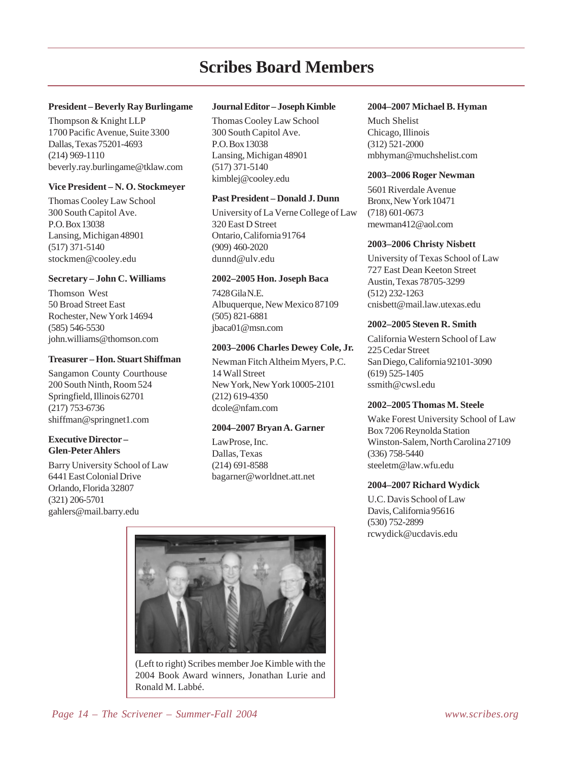# Scribes Board Members

**President – Beverly Ray Burlingame**

Thompson & Knight LLP
1700 Pacific Avenue, Suite 3300
Dallas, Texas 75201-4693
(214) 969-1110
beverly.ray.burlingame@tklaw.com

**Vice President – N. O. Stockmeyer**

Thomas Cooley Law School
300 South Capitol Ave.
P.O. Box 13038
Lansing, Michigan 48901
(517) 371-5140
stockmen@cooley.edu

**Secretary – John C. Williams**

Thomson West
50 Broad Street East
Rochester, New York 14694
(585) 546-5530
john.williams@thomson.com

**Treasurer – Hon. Stuart Shiffman**

Sangamon County Courthouse
200 South Ninth, Room 524
Springfield, Illinois 62701
(217) 753-6736
shiffman@springnet1.com

**Executive Director – Glen-Peter Ahlers**

Barry University School of Law
6441 East Colonial Drive
Orlando, Florida 32807
(321) 206-5701
gahlers@mail.barry.edu

**Journal Editor – Joseph Kimble**

Thomas Cooley Law School
300 South Capitol Ave.
P.O. Box 13038
Lansing, Michigan 48901
(517) 371-5140
kimblej@cooley.edu

**Past President – Donald J. Dunn**

University of La Verne College of Law
320 East D Street
Ontario, California 91764
(909) 460-2020
dunnd@ulv.edu

**2002–2005 Hon. Joseph Baca**

7428 Gila N.E.
Albuquerque, New Mexico 87109
(505) 821-6881
jbaca01@msn.com

**2003–2006 Charles Dewey Cole, Jr.**

Newman Fitch Altheim Myers, P.C.
14 Wall Street
New York, New York 10005-2101
(212) 619-4350
dcole@nfam.com

**2004–2007 Bryan A. Garner**

LawProse, Inc.
Dallas, Texas
(214) 691-8588
bagarner@worldnet.att.net

**2004–2007 Michael B. Hyman**

Much Shelist
Chicago, Illinois
(312) 521-2000
mbhyman@muchshelist.com

**2003–2006 Roger Newman**

5601 Riverdale Avenue
Bronx, New York 10471
(718) 601-0673
rnewman412@aol.com

**2003–2006 Christy Nisbett**

University of Texas School of Law
727 East Dean Keeton Street
Austin, Texas 78705-3299
(512) 232-1263
cnisbett@mail.law.utexas.edu

**2002–2005 Steven R. Smith**

California Western School of Law
225 Cedar Street
San Diego, California 92101-3090
(619) 525-1405
ssmith@cwsl.edu

**2002–2005 Thomas M. Steele**

Wake Forest University School of Law
Box 7206 Reynolda Station
Winston-Salem, North Carolina 27109
(336) 758-5440
steeletm@law.wfu.edu

**2004–2007 Richard Wydick**

U.C. Davis School of Law
Davis, California 95616
(530) 752-2899
rcwydick@ucdavis.edu

(Left to right) Scribes member Joe Kimble with the 2004 Book Award winners, Jonathan Lurie and Ronald M. Labbé.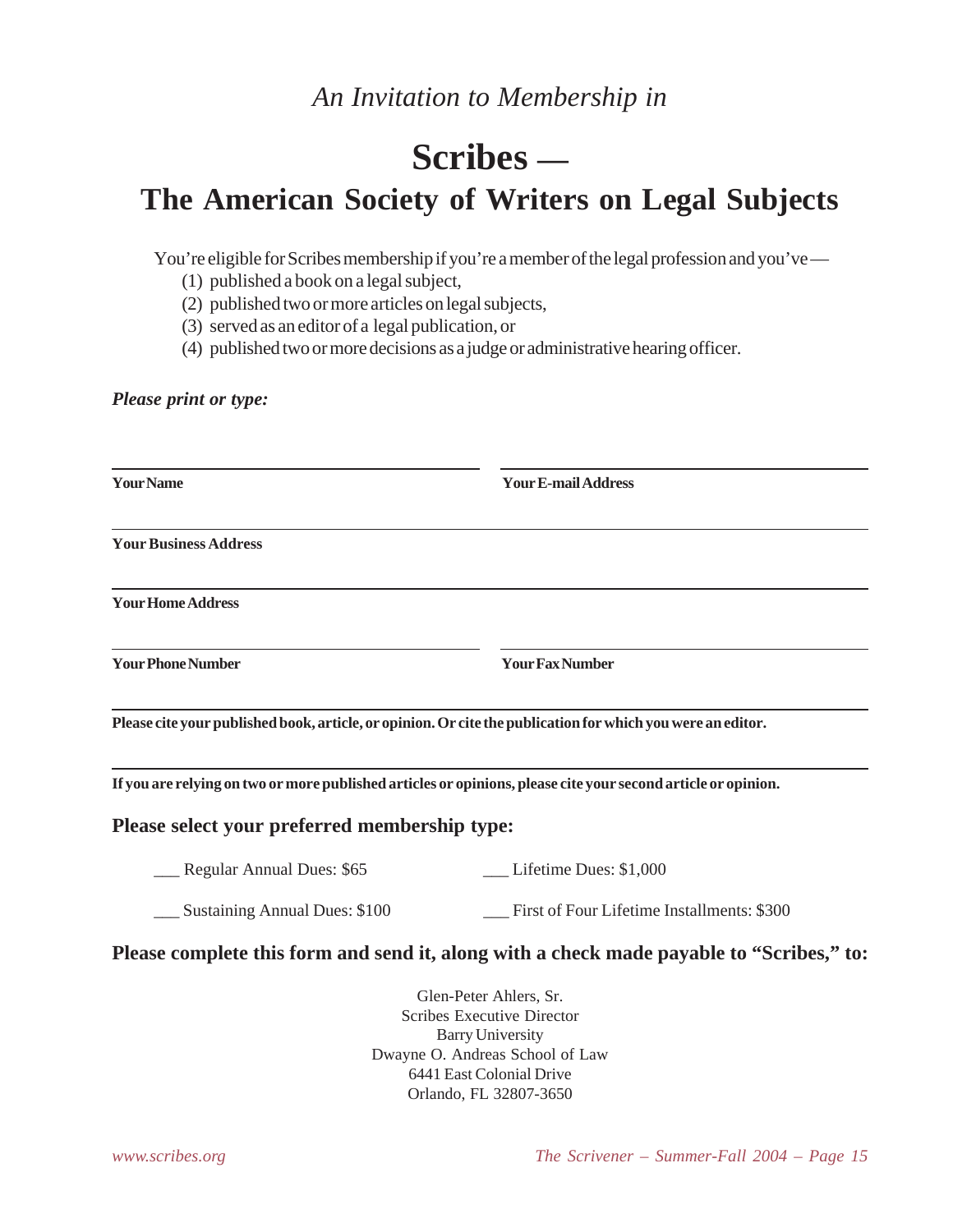*An Invitation to Membership in*

# Scribes —
# The American Society of Writers on Legal Subjects

You're eligible for Scribes membership if you're a member of the legal profession and you've —

(1) published a book on a legal subject,
(2) published two or more articles on legal subjects,
(3) served as an editor of a legal publication, or
(4) published two or more decisions as a judge or administrative hearing officer.

***Please print or type:***

**Your Name**

**Your E-mail Address**

**Your Business Address**

**Your Home Address**

**Your Phone Number**

**Your Fax Number**

**Please cite your published book, article, or opinion. Or cite the publication for which you were an editor.**

**If you are relying on two or more published articles or opinions, please cite your second article or opinion.**

### Please select your preferred membership type:

___ Regular Annual Dues: $65

___ Lifetime Dues: $1,000

___ Sustaining Annual Dues: $100

___ First of Four Lifetime Installments: $300

### Please complete this form and send it, along with a check made payable to "Scribes," to:

Glen-Peter Ahlers, Sr.
Scribes Executive Director
Barry University
Dwayne O. Andreas School of Law
6441 East Colonial Drive
Orlando, FL 32807-3650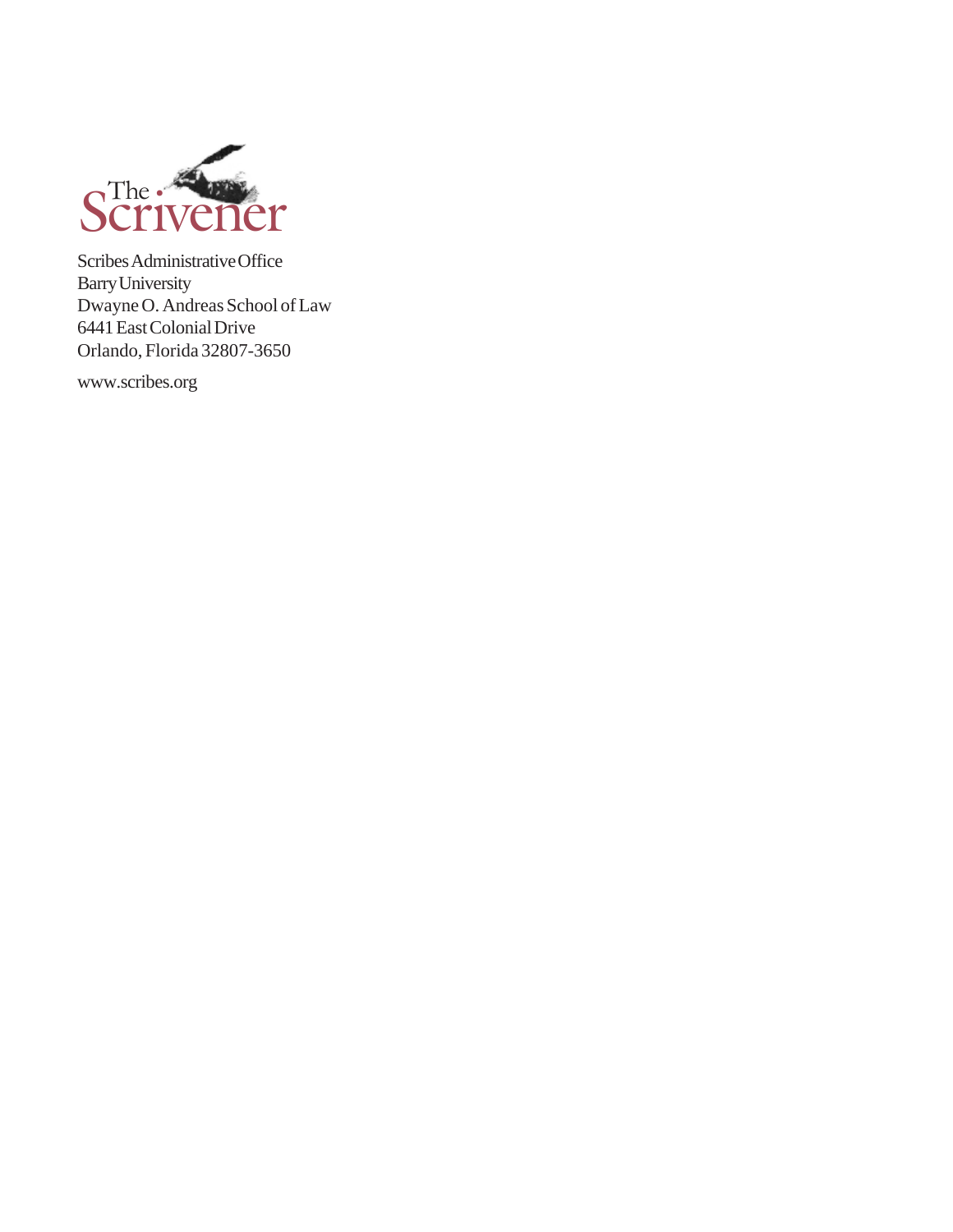The Scrivener

Scribes Administrative Office
Barry University
Dwayne O. Andreas School of Law
6441 East Colonial Drive
Orlando, Florida 32807-3650

www.scribes.org